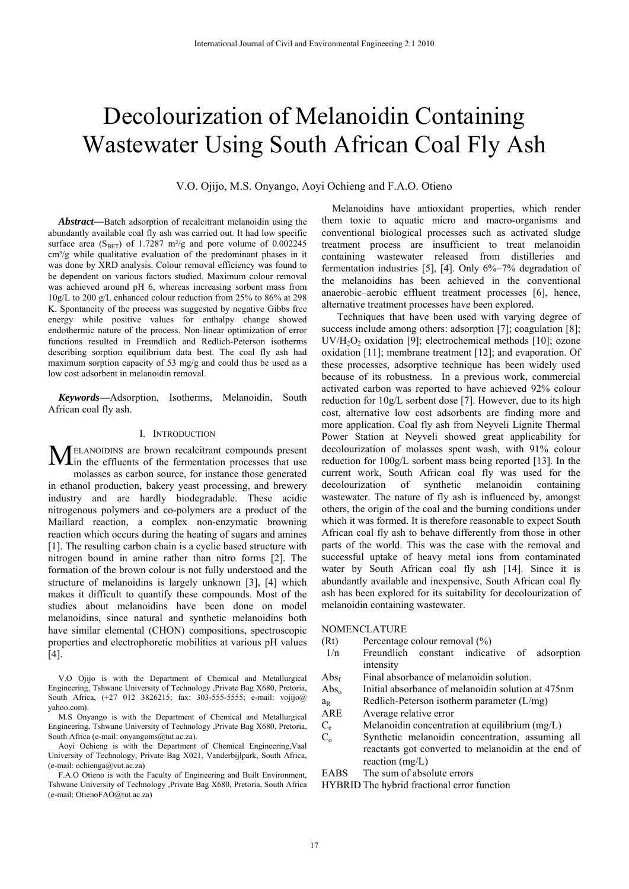# Decolourization of Melanoidin Containing Wastewater Using South African Coal Fly Ash

V.O. Ojijo, M.S. Onyango, Aoyi Ochieng and F.A.O. Otieno

***Abstract*****—**Batch adsorption of recalcitrant melanoidin using the abundantly available coal fly ash was carried out. It had low specific surface area ($S_{BET}$) of 1.7287 m²/g and pore volume of 0.002245 cm³/g while qualitative evaluation of the predominant phases in it was done by XRD analysis. Colour removal efficiency was found to be dependent on various factors studied. Maximum colour removal was achieved around pH 6, whereas increasing sorbent mass from 10g/L to 200 g/L enhanced colour reduction from 25% to 86% at 298 K. Spontaneity of the process was suggested by negative Gibbs free energy while positive values for enthalpy change showed endothermic nature of the process. Non-linear optimization of error functions resulted in Freundlich and Redlich-Peterson isotherms describing sorption equilibrium data best. The coal fly ash had maximum sorption capacity of 53 mg/g and could thus be used as a low cost adsorbent in melanoidin removal.

***Keywords*****—**Adsorption, Isotherms, Melanoidin, South African coal fly ash.

## I. Introduction

Melanoidins are brown recalcitrant compounds present in the effluents of the fermentation processes that use molasses as carbon source, for instance those generated in ethanol production, bakery yeast processing, and brewery industry and are hardly biodegradable. These acidic nitrogenous polymers and co-polymers are a product of the Maillard reaction, a complex non-enzymatic browning reaction which occurs during the heating of sugars and amines [1]. The resulting carbon chain is a cyclic based structure with nitrogen bound in amine rather than nitro forms [2]. The formation of the brown colour is not fully understood and the structure of melanoidins is largely unknown [3], [4] which makes it difficult to quantify these compounds. Most of the studies about melanoidins have been done on model melanoidins, since natural and synthetic melanoidins both have similar elemental (CHON) compositions, spectroscopic properties and electrophoretic mobilities at various pH values [4].

V.O Ojijo is with the Department of Chemical and Metallurgical Engineering, Tshwane University of Technology ,Private Bag X680, Pretoria, South Africa, (+27 012 3826215; fax: 303-555-5555; e-mail: vojijo@ yahoo.com).

M.S Onyango is with the Department of Chemical and Metallurgical Engineering, Tshwane University of Technology ,Private Bag X680, Pretoria, South Africa (e-mail: onyangoms@tut.ac.za).

Aoyi Ochieng is with the Department of Chemical Engineering,Vaal University of Technology, Private Bag X021, Vanderbijlpark, South Africa, (e-mail: ochienga@vut.ac.za)

F.A.O Otieno is with the Faculty of Engineering and Built Environment, Tshwane University of Technology ,Private Bag X680, Pretoria, South Africa (e-mail: OtienoFAO@tut.ac.za)

Melanoidins have antioxidant properties, which render them toxic to aquatic micro and macro-organisms and conventional biological processes such as activated sludge treatment process are insufficient to treat melanoidin containing wastewater released from distilleries and fermentation industries [5], [4]. Only 6%–7% degradation of the melanoidins has been achieved in the conventional anaerobic–aerobic effluent treatment processes [6], hence, alternative treatment processes have been explored.

Techniques that have been used with varying degree of success include among others: adsorption [7]; coagulation [8]; UV/$H_2O_2$ oxidation [9]; electrochemical methods [10]; ozone oxidation [11]; membrane treatment [12]; and evaporation. Of these processes, adsorptive technique has been widely used because of its robustness. In a previous work, commercial activated carbon was reported to have achieved 92% colour reduction for 10g/L sorbent dose [7]. However, due to its high cost, alternative low cost adsorbents are finding more and more application. Coal fly ash from Neyveli Lignite Thermal Power Station at Neyveli showed great applicability for decolourization of molasses spent wash, with 91% colour reduction for 100g/L sorbent mass being reported [13]. In the current work, South African coal fly was used for the decolourization of synthetic melanoidin containing wastewater. The nature of fly ash is influenced by, amongst others, the origin of the coal and the burning conditions under which it was formed. It is therefore reasonable to expect South African coal fly ash to behave differently from those in other parts of the world. This was the case with the removal and successful uptake of heavy metal ions from contaminated water by South African coal fly ash [14]. Since it is abundantly available and inexpensive, South African coal fly ash has been explored for its suitability for decolourization of melanoidin containing wastewater.

NOMENCLATURE

| | |
|---|---|
| (Rt) | Percentage colour removal (%) |
| 1/n | Freundlich constant indicative of adsorption intensity |
| $Abs_f$ | Final absorbance of melanoidin solution. |
| $Abs_o$ | Initial absorbance of melanoidin solution at 475nm |
| $a_R$ | Redlich-Peterson isotherm parameter (L/mg) |
| ARE | Average relative error |
| $C_e$ | Melanoidin concentration at equilibrium (mg/L) |
| $C_o$ | Synthetic melanoidin concentration, assuming all reactants got converted to melanoidin at the end of reaction (mg/L) |
| EABS | The sum of absolute errors |
| HYBRID | The hybrid fractional error function |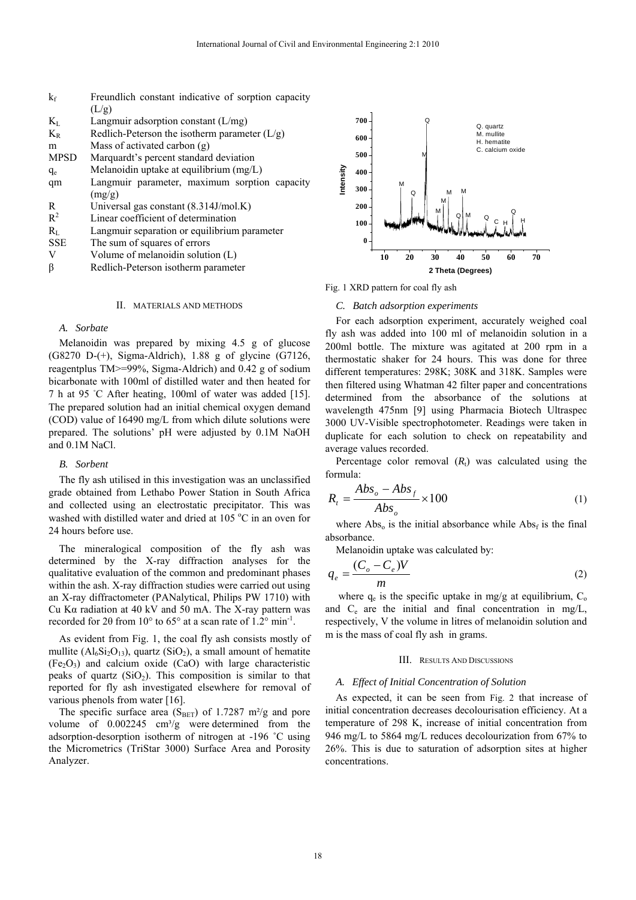| | |
|---|---|
| $k_f$ | Freundlich constant indicative of sorption capacity (L/g) |
| $K_L$ | Langmuir adsorption constant (L/mg) |
| $K_R$ | Redlich-Peterson the isotherm parameter (L/g) |
| m | Mass of activated carbon (g) |
| MPSD | Marquardt's percent standard deviation |
| $q_e$ | Melanoidin uptake at equilibrium (mg/L) |
| qm | Langmuir parameter, maximum sorption capacity (mg/g) |
| R | Universal gas constant (8.314J/mol.K) |
| $R^2$ | Linear coefficient of determination |
| $R_L$ | Langmuir separation or equilibrium parameter |
| SSE | The sum of squares of errors |
| V | Volume of melanoidin solution (L) |
| β | Redlich-Peterson isotherm parameter |

## II. Materials and Methods

### A. Sorbate

Melanoidin was prepared by mixing 4.5 g of glucose (G8270 D-(+), Sigma-Aldrich), 1.88 g of glycine (G7126, reagentplus TM>=99%, Sigma-Aldrich) and 0.42 g of sodium bicarbonate with 100ml of distilled water and then heated for 7 h at 95 ˚C After heating, 100ml of water was added [15]. The prepared solution had an initial chemical oxygen demand (COD) value of 16490 mg/L from which dilute solutions were prepared. The solutions' pH were adjusted by 0.1M NaOH and 0.1M NaCl.

### B. Sorbent

The fly ash utilised in this investigation was an unclassified grade obtained from Lethabo Power Station in South Africa and collected using an electrostatic precipitator. This was washed with distilled water and dried at 105 °C in an oven for 24 hours before use.

The mineralogical composition of the fly ash was determined by the X-ray diffraction analyses for the qualitative evaluation of the common and predominant phases within the ash. X-ray diffraction studies were carried out using an X-ray diffractometer (PANalytical, Philips PW 1710) with Cu Kα radiation at 40 kV and 50 mA. The X-ray pattern was recorded for 2θ from 10° to 65° at a scan rate of 1.2° min$^{-1}$.

As evident from Fig. 1, the coal fly ash consists mostly of mullite ($Al_6Si_2O_{13}$), quartz ($SiO_2$), a small amount of hematite ($Fe_2O_3$) and calcium oxide (CaO) with large characteristic peaks of quartz ($SiO_2$). This composition is similar to that reported for fly ash investigated elsewhere for removal of various phenols from water [16].

The specific surface area ($S_{BET}$) of 1.7287 m²/g and pore volume of 0.002245 cm³/g were determined from the adsorption-desorption isotherm of nitrogen at -196 ˚C using the Micrometrics (TriStar 3000) Surface Area and Porosity Analyzer.

Fig. 1 XRD pattern for coal fly ash

### C. Batch adsorption experiments

For each adsorption experiment, accurately weighed coal fly ash was added into 100 ml of melanoidin solution in a 200ml bottle. The mixture was agitated at 200 rpm in a thermostatic shaker for 24 hours. This was done for three different temperatures: 298K; 308K and 318K. Samples were then filtered using Whatman 42 filter paper and concentrations determined from the absorbance of the solutions at wavelength 475nm [9] using Pharmacia Biotech Ultraspec 3000 UV-Visible spectrophotometer. Readings were taken in duplicate for each solution to check on repeatability and average values recorded.

Percentage color removal ($R_t$) was calculated using the formula:

$$R_t = \frac{Abs_o - Abs_f}{Abs_o} \times 100 \tag{1}$$

where $Abs_o$ is the initial absorbance while $Abs_f$ is the final absorbance.

Melanoidin uptake was calculated by:

$$q_e = \frac{(C_o - C_e)V}{m} \tag{2}$$

where $q_e$ is the specific uptake in mg/g at equilibrium, $C_o$ and $C_e$ are the initial and final concentration in mg/L, respectively, V the volume in litres of melanoidin solution and m is the mass of coal fly ash in grams.

## III. Results and Discussions

### A. Effect of Initial Concentration of Solution

As expected, it can be seen from Fig. 2 that increase of initial concentration decreases decolourisation efficiency. At a temperature of 298 K, increase of initial concentration from 946 mg/L to 5864 mg/L reduces decolourization from 67% to 26%. This is due to saturation of adsorption sites at higher concentrations.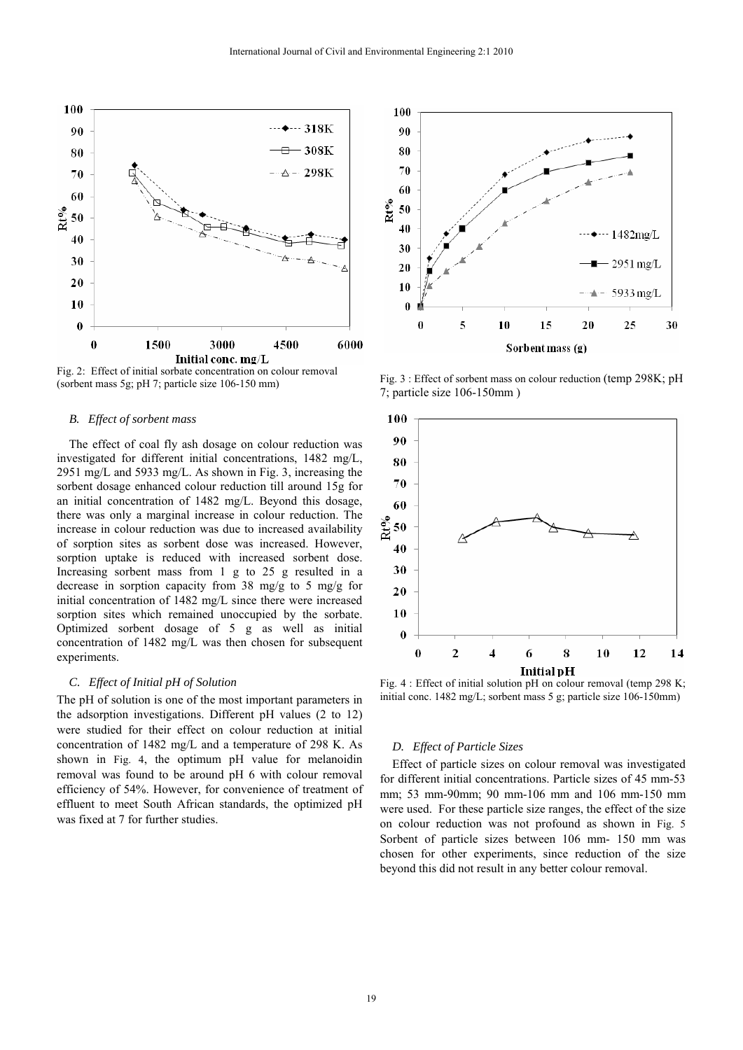Fig. 2: Effect of initial sorbate concentration on colour removal (sorbent mass 5g; pH 7; particle size 106-150 mm)

Fig. 3 : Effect of sorbent mass on colour reduction (temp 298K; pH 7; particle size 106-150mm )

### *B. Effect of sorbent mass*

The effect of coal fly ash dosage on colour reduction was investigated for different initial concentrations, 1482 mg/L, 2951 mg/L and 5933 mg/L. As shown in Fig. 3, increasing the sorbent dosage enhanced colour reduction till around 15g for an initial concentration of 1482 mg/L. Beyond this dosage, there was only a marginal increase in colour reduction. The increase in colour reduction was due to increased availability of sorption sites as sorbent dose was increased. However, sorption uptake is reduced with increased sorbent dose. Increasing sorbent mass from 1 g to 25 g resulted in a decrease in sorption capacity from 38 mg/g to 5 mg/g for initial concentration of 1482 mg/L since there were increased sorption sites which remained unoccupied by the sorbate. Optimized sorbent dosage of 5 g as well as initial concentration of 1482 mg/L was then chosen for subsequent experiments.

### *C. Effect of Initial pH of Solution*

The pH of solution is one of the most important parameters in the adsorption investigations. Different pH values (2 to 12) were studied for their effect on colour reduction at initial concentration of 1482 mg/L and a temperature of 298 K. As shown in Fig. 4, the optimum pH value for melanoidin removal was found to be around pH 6 with colour removal efficiency of 54%. However, for convenience of treatment of effluent to meet South African standards, the optimized pH was fixed at 7 for further studies.

Fig. 4 : Effect of initial solution pH on colour removal (temp 298 K; initial conc. 1482 mg/L; sorbent mass 5 g; particle size 106-150mm)

### *D. Effect of Particle Sizes*

Effect of particle sizes on colour removal was investigated for different initial concentrations. Particle sizes of 45 mm-53 mm; 53 mm-90mm; 90 mm-106 mm and 106 mm-150 mm were used. For these particle size ranges, the effect of the size on colour reduction was not profound as shown in Fig. 5 Sorbent of particle sizes between 106 mm- 150 mm was chosen for other experiments, since reduction of the size beyond this did not result in any better colour removal.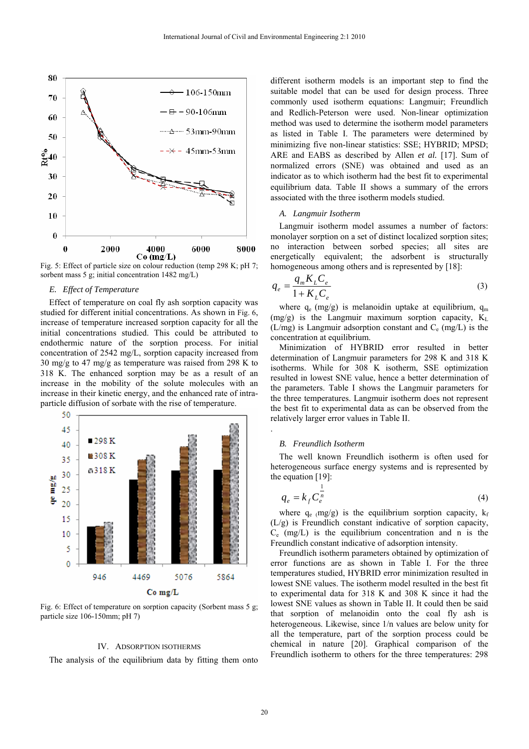Fig. 5: Effect of particle size on colour reduction (temp 298 K; pH 7; sorbent mass 5 g; initial concentration 1482 mg/L)

### E. Effect of Temperature

Effect of temperature on coal fly ash sorption capacity was studied for different initial concentrations. As shown in Fig. 6, increase of temperature increased sorption capacity for all the initial concentrations studied. This could be attributed to endothermic nature of the sorption process. For initial concentration of 2542 mg/L, sorption capacity increased from 30 mg/g to 47 mg/g as temperature was raised from 298 K to 318 K. The enhanced sorption may be as a result of an increase in the mobility of the solute molecules with an increase in their kinetic energy, and the enhanced rate of intra-particle diffusion of sorbate with the rise of temperature.

Fig. 6: Effect of temperature on sorption capacity (Sorbent mass 5 g; particle size 106-150mm; pH 7)

## IV. Adsorption Isotherms

The analysis of the equilibrium data by fitting them onto different isotherm models is an important step to find the suitable model that can be used for design process. Three commonly used isotherm equations: Langmuir; Freundlich and Redlich-Peterson were used. Non-linear optimization method was used to determine the isotherm model parameters as listed in Table I. The parameters were determined by minimizing five non-linear statistics: SSE; HYBRID; MPSD; ARE and EABS as described by Allen *et al.* [17]. Sum of normalized errors (SNE) was obtained and used as an indicator as to which isotherm had the best fit to experimental equilibrium data. Table II shows a summary of the errors associated with the three isotherm models studied.

### A. Langmuir Isotherm

Langmuir isotherm model assumes a number of factors: monolayer sorption on a set of distinct localized sorption sites; no interaction between sorbed species; all sites are energetically equivalent; the adsorbent is structurally homogeneous among others and is represented by [18]:

$$q_e = \frac{q_m K_L C_e}{1 + K_L C_e} \tag{3}$$

where $q_e$ (mg/g) is melanoidin uptake at equilibrium, $q_m$ (mg/g) is the Langmuir maximum sorption capacity, $K_L$ (L/mg) is Langmuir adsorption constant and $C_e$ (mg/L) is the concentration at equilibrium.

Minimization of HYBRID error resulted in better determination of Langmuir parameters for 298 K and 318 K isotherms. While for 308 K isotherm, SSE optimization resulted in lowest SNE value, hence a better determination of the parameters. Table I shows the Langmuir parameters for the three temperatures. Langmuir isotherm does not represent the best fit to experimental data as can be observed from the relatively larger error values in Table II.

### B. Freundlich Isotherm

The well known Freundlich isotherm is often used for heterogeneous surface energy systems and is represented by the equation [19]:

$$q_e = k_f C_e^{\frac{1}{n}} \tag{4}$$

where $q_e$ (mg/g) is the equilibrium sorption capacity, $k_f$ (L/g) is Freundlich constant indicative of sorption capacity, $C_e$ (mg/L) is the equilibrium concentration and n is the Freundlich constant indicative of adsorption intensity.

Freundlich isotherm parameters obtained by optimization of error functions are as shown in Table I. For the three temperatures studied, HYBRID error minimization resulted in lowest SNE values. The isotherm model resulted in the best fit to experimental data for 318 K and 308 K since it had the lowest SNE values as shown in Table II. It could then be said that sorption of melanoidin onto the coal fly ash is heterogeneous. Likewise, since 1/n values are below unity for all the temperature, part of the sorption process could be chemical in nature [20]. Graphical comparison of the Freundlich isotherm to others for the three temperatures: 298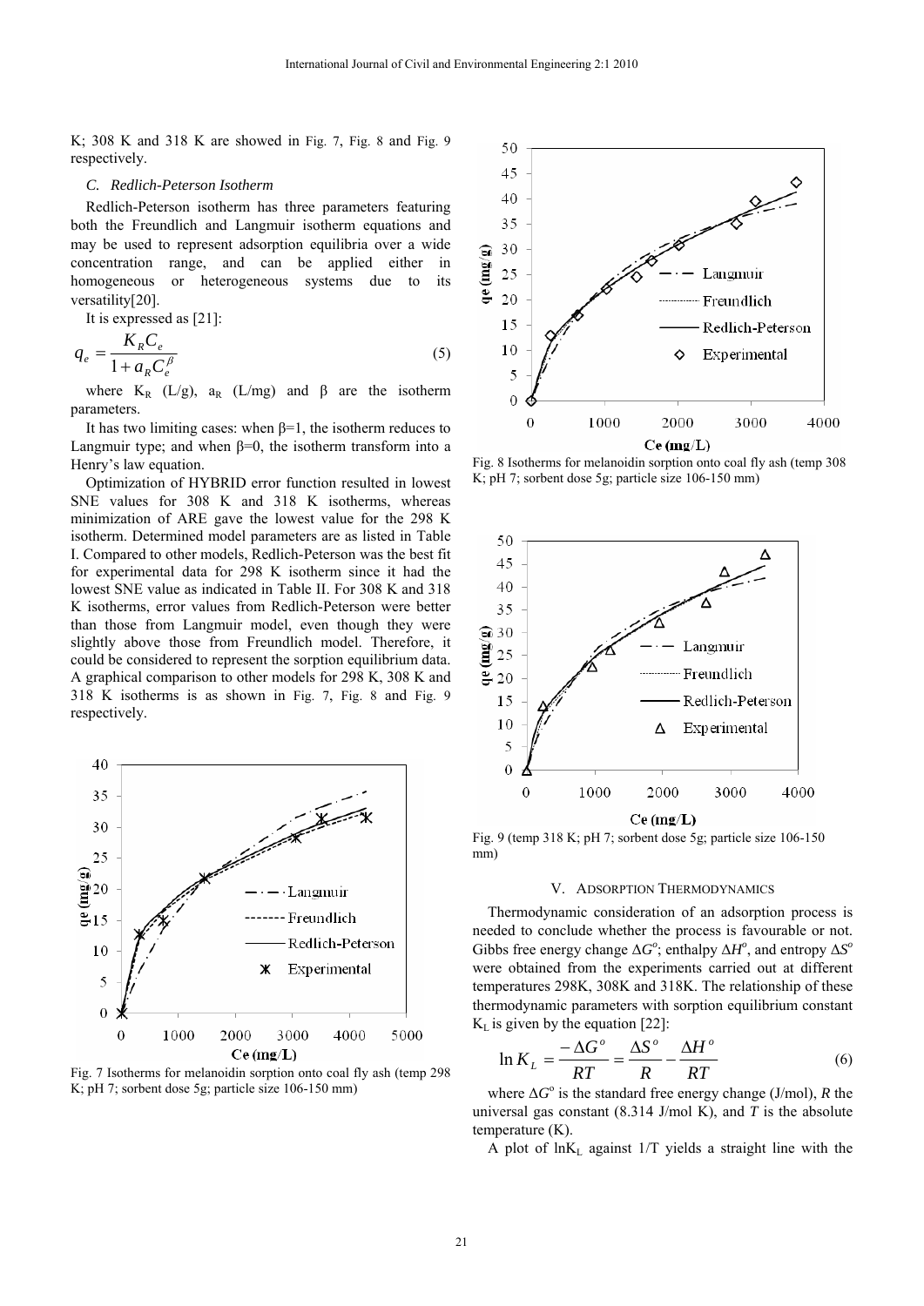K; 308 K and 318 K are showed in Fig. 7, Fig. 8 and Fig. 9 respectively.

### *C. Redlich-Peterson Isotherm*

Redlich-Peterson isotherm has three parameters featuring both the Freundlich and Langmuir isotherm equations and may be used to represent adsorption equilibria over a wide concentration range, and can be applied either in homogeneous or heterogeneous systems due to its versatility[20].

It is expressed as [21]:

$$q_e = \frac{K_R C_e}{1 + a_R C_e^{\beta}} \tag{5}$$

where $K_R$ (L/g), $a_R$ (L/mg) and $\beta$ are the isotherm parameters.

It has two limiting cases: when $\beta$=1, the isotherm reduces to Langmuir type; and when $\beta$=0, the isotherm transform into a Henry's law equation.

Optimization of HYBRID error function resulted in lowest SNE values for 308 K and 318 K isotherms, whereas minimization of ARE gave the lowest value for the 298 K isotherm. Determined model parameters are as listed in Table I. Compared to other models, Redlich-Peterson was the best fit for experimental data for 298 K isotherm since it had the lowest SNE value as indicated in Table II. For 308 K and 318 K isotherms, error values from Redlich-Peterson were better than those from Langmuir model, even though they were slightly above those from Freundlich model. Therefore, it could be considered to represent the sorption equilibrium data. A graphical comparison to other models for 298 K, 308 K and 318 K isotherms is as shown in Fig. 7, Fig. 8 and Fig. 9 respectively.

Fig. 7 Isotherms for melanoidin sorption onto coal fly ash (temp 298 K; pH 7; sorbent dose 5g; particle size 106-150 mm)

Fig. 8 Isotherms for melanoidin sorption onto coal fly ash (temp 308 K; pH 7; sorbent dose 5g; particle size 106-150 mm)

Fig. 9 (temp 318 K; pH 7; sorbent dose 5g; particle size 106-150 mm)

## V. Adsorption Thermodynamics

Thermodynamic consideration of an adsorption process is needed to conclude whether the process is favourable or not. Gibbs free energy change $\Delta G^o$; enthalpy $\Delta H^o$, and entropy $\Delta S^o$ were obtained from the experiments carried out at different temperatures 298K, 308K and 318K. The relationship of these thermodynamic parameters with sorption equilibrium constant $K_L$ is given by the equation [22]:

$$\ln K_L = \frac{-\Delta G^o}{RT} = \frac{\Delta S^o}{R} - \frac{\Delta H^o}{RT} \tag{6}$$

where $\Delta G^o$ is the standard free energy change (J/mol), *R* the universal gas constant (8.314 J/mol K), and *T* is the absolute temperature (K).

A plot of $\ln K_L$ against 1/T yields a straight line with the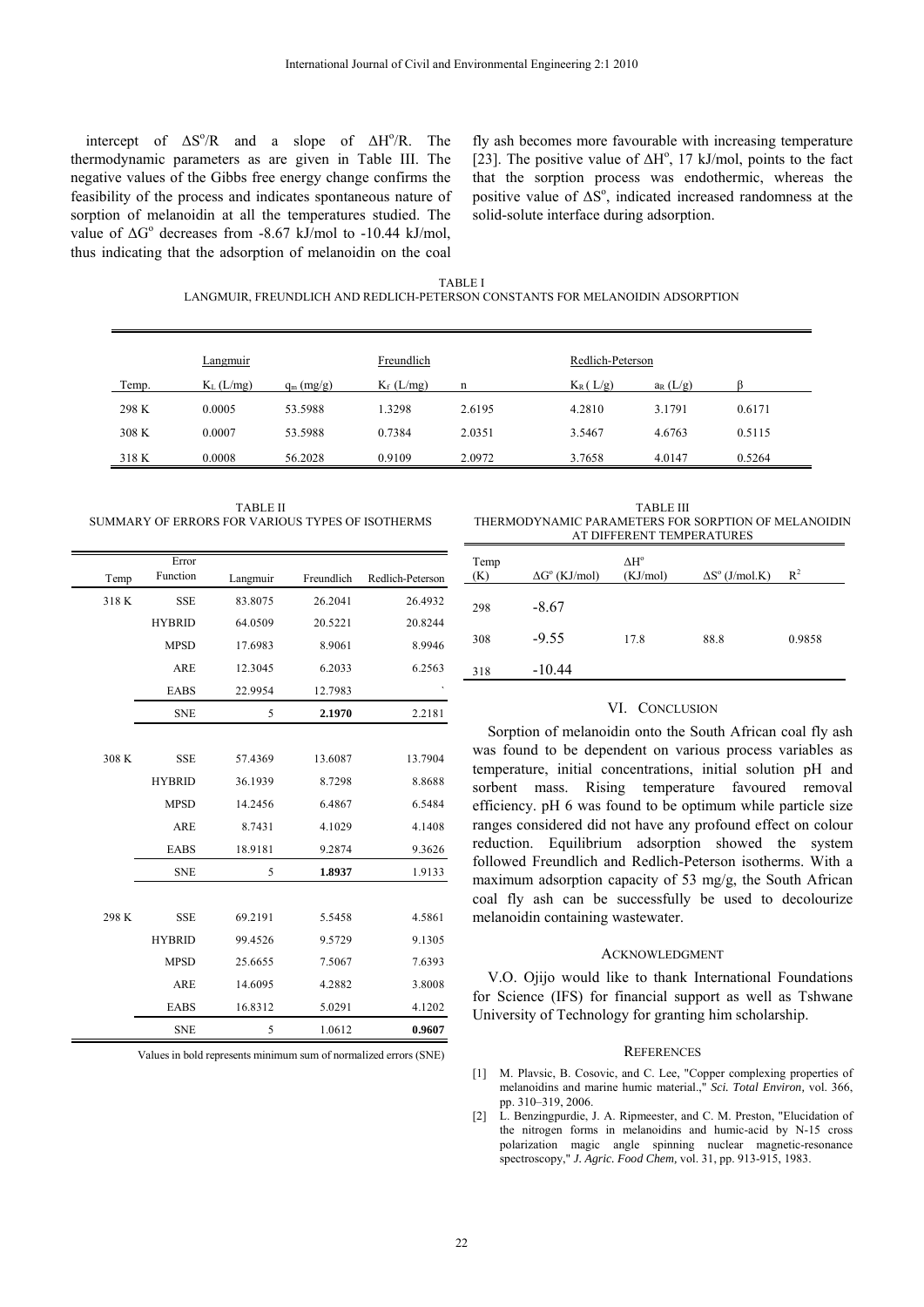intercept of $\Delta S^o/R$ and a slope of $\Delta H^o/R$. The thermodynamic parameters as are given in Table III. The negative values of the Gibbs free energy change confirms the feasibility of the process and indicates spontaneous nature of sorption of melanoidin at all the temperatures studied. The value of $\Delta G^o$ decreases from -8.67 kJ/mol to -10.44 kJ/mol, thus indicating that the adsorption of melanoidin on the coal fly ash becomes more favourable with increasing temperature [23]. The positive value of $\Delta H^o$, 17 kJ/mol, points to the fact that the sorption process was endothermic, whereas the positive value of $\Delta S^o$, indicated increased randomness at the solid-solute interface during adsorption.

TABLE I
LANGMUIR, FREUNDLICH AND REDLICH-PETERSON CONSTANTS FOR MELANOIDIN ADSORPTION

| | Langmuir | | Freundlich | | Redlich-Peterson | | |
|---|---|---|---|---|---|---|---|
| Temp. | $K_L$ (L/mg) | $q_m$ (mg/g) | $K_f$ (L/mg) | n | $K_R$ ( L/g) | $a_R$ (L/g) | β |
| 298 K | 0.0005 | 53.5988 | 1.3298 | 2.6195 | 4.2810 | 3.1791 | 0.6171 |
| 308 K | 0.0007 | 53.5988 | 0.7384 | 2.0351 | 3.5467 | 4.6763 | 0.5115 |
| 318 K | 0.0008 | 56.2028 | 0.9109 | 2.0972 | 3.7658 | 4.0147 | 0.5264 |

TABLE II
SUMMARY OF ERRORS FOR VARIOUS TYPES OF ISOTHERMS

| Temp | Error Function | Langmuir | Freundlich | Redlich-Peterson |
|---|---|---|---|---|
| 318 K | SSE | 83.8075 | 26.2041 | 26.4932 |
| | HYBRID | 64.0509 | 20.5221 | 20.8244 |
| | MPSD | 17.6983 | 8.9061 | 8.9946 |
| | ARE | 12.3045 | 6.2033 | 6.2563 |
| | EABS | 22.9954 | 12.7983 | ` |
| | SNE | 5 | **2.1970** | 2.2181 |
| 308 K | SSE | 57.4369 | 13.6087 | 13.7904 |
| | HYBRID | 36.1939 | 8.7298 | 8.8688 |
| | MPSD | 14.2456 | 6.4867 | 6.5484 |
| | ARE | 8.7431 | 4.1029 | 4.1408 |
| | EABS | 18.9181 | 9.2874 | 9.3626 |
| | SNE | 5 | **1.8937** | 1.9133 |
| 298 K | SSE | 69.2191 | 5.5458 | 4.5861 |
| | HYBRID | 99.4526 | 9.5729 | 9.1305 |
| | MPSD | 25.6655 | 7.5067 | 7.6393 |
| | ARE | 14.6095 | 4.2882 | 3.8008 |
| | EABS | 16.8312 | 5.0291 | 4.1202 |
| | SNE | 5 | 1.0612 | **0.9607** |

Values in bold represents minimum sum of normalized errors (SNE)

TABLE III
THERMODYNAMIC PARAMETERS FOR SORPTION OF MELANOIDIN AT DIFFERENT TEMPERATURES

| Temp (K) | $\Delta G^o$ (KJ/mol) | $\Delta H^o$ (KJ/mol) | $\Delta S^o$ (J/mol.K) | $R^2$ |
|---|---|---|---|---|
| 298 | -8.67 | | | |
| 308 | -9.55 | 17.8 | 88.8 | 0.9858 |
| 318 | -10.44 | | | |

## VI. Conclusion

Sorption of melanoidin onto the South African coal fly ash was found to be dependent on various process variables as temperature, initial concentrations, initial solution pH and sorbent mass. Rising temperature favoured removal efficiency. pH 6 was found to be optimum while particle size ranges considered did not have any profound effect on colour reduction. Equilibrium adsorption showed the system followed Freundlich and Redlich-Peterson isotherms. With a maximum adsorption capacity of 53 mg/g, the South African coal fly ash can be successfully be used to decolourize melanoidin containing wastewater.

## Acknowledgment

V.O. Ojijo would like to thank International Foundations for Science (IFS) for financial support as well as Tshwane University of Technology for granting him scholarship.

## References

[1] M. Plavsic, B. Cosovic, and C. Lee, "Copper complexing properties of melanoidins and marine humic material.," *Sci. Total Environ,* vol. 366, pp. 310–319, 2006.

[2] L. Benzingpurdie, J. A. Ripmeester, and C. M. Preston, "Elucidation of the nitrogen forms in melanoidins and humic-acid by N-15 cross polarization magic angle spinning nuclear magnetic-resonance spectroscopy," *J. Agric. Food Chem,* vol. 31, pp. 913-915, 1983.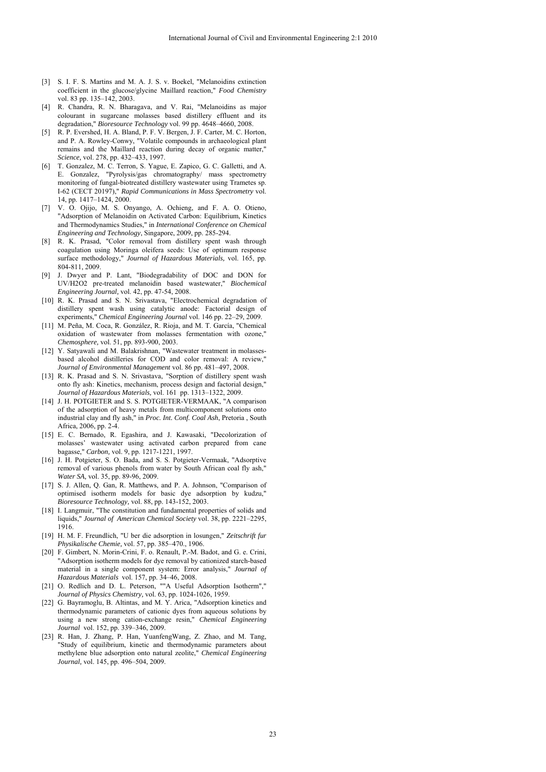[3] S. I. F. S. Martins and M. A. J. S. v. Boekel, "Melanoidins extinction coefficient in the glucose/glycine Maillard reaction," *Food Chemistry* vol. 83 pp. 135–142, 2003.

[4] R. Chandra, R. N. Bharagava, and V. Rai, "Melanoidins as major colourant in sugarcane molasses based distillery effluent and its degradation," *Bioresource Technology* vol. 99 pp. 4648–4660, 2008.

[5] R. P. Evershed, H. A. Bland, P. F. V. Bergen, J. F. Carter, M. C. Horton, and P. A. Rowley-Conwy, "Volatile compounds in archaeological plant remains and the Maillard reaction during decay of organic matter," *Science,* vol. 278, pp. 432–433, 1997.

[6] T. Gonzalez, M. C. Terron, S. Yague, E. Zapico, G. C. Galletti, and A. E. Gonzalez, "Pyrolysis/gas chromatography/ mass spectrometry monitoring of fungal-biotreated distillery wastewater using Trametes sp. I-62 (CECT 20197)," *Rapid Communications in Mass Spectrometry* vol. 14, pp. 1417–1424, 2000.

[7] V. O. Ojijo, M. S. Onyango, A. Ochieng, and F. A. O. Otieno, "Adsorption of Melanoidin on Activated Carbon: Equilibrium, Kinetics and Thermodynamics Studies," in *International Conference on Chemical Engineering and Technology*, Singapore, 2009, pp. 285-294.

[8] R. K. Prasad, "Color removal from distillery spent wash through coagulation using Moringa oleifera seeds: Use of optimum response surface methodology," *Journal of Hazardous Materials,* vol. 165, pp. 804-811, 2009.

[9] J. Dwyer and P. Lant, "Biodegradability of DOC and DON for UV/H2O2 pre-treated melanoidin based wastewater," *Biochemical Engineering Journal,* vol. 42, pp. 47-54, 2008.

[10] R. K. Prasad and S. N. Srivastava, "Electrochemical degradation of distillery spent wash using catalytic anode: Factorial design of experiments," *Chemical Engineering Journal* vol. 146 pp. 22–29, 2009.

[11] M. Peña, M. Coca, R. González, R. Rioja, and M. T. García, "Chemical oxidation of wastewater from molasses fermentation with ozone," *Chemosphere,* vol. 51, pp. 893-900, 2003.

[12] Y. Satyawali and M. Balakrishnan, "Wastewater treatment in molasses-based alcohol distilleries for COD and color removal: A review," *Journal of Environmental Management* vol. 86 pp. 481–497, 2008.

[13] R. K. Prasad and S. N. Srivastava, "Sorption of distillery spent wash onto fly ash: Kinetics, mechanism, process design and factorial design," *Journal of Hazardous Materials,* vol. 161 pp. 1313–1322, 2009.

[14] J. H. POTGIETER and S. S. POTGIETER-VERMAAK, "A comparison of the adsorption of heavy metals from multicomponent solutions onto industrial clay and fly ash," in *Proc. Int. Conf. Coal Ash*, Pretoria , South Africa, 2006, pp. 2-4.

[15] E. C. Bernado, R. Egashira, and J. Kawasaki, "Decolorization of molasses' wastewater using activated carbon prepared from cane bagasse," *Carbon,* vol. 9, pp. 1217-1221, 1997.

[16] J. H. Potgieter, S. O. Bada, and S. S. Potgieter-Vermaak, "Adsorptive removal of various phenols from water by South African coal fly ash," *Water SA,* vol. 35, pp. 89-96, 2009.

[17] S. J. Allen, Q. Gan, R. Matthews, and P. A. Johnson, "Comparison of optimised isotherm models for basic dye adsorption by kudzu," *Bioresource Technology,* vol. 88, pp. 143-152, 2003.

[18] I. Langmuir, "The constitution and fundamental properties of solids and liquids," *Journal of American Chemical Society* vol. 38, pp. 2221–2295, 1916.

[19] H. M. F. Freundlich, "U ber die adsorption in losungen," *Zeitschrift fur Physikalische Chemie,* vol. 57, pp. 385–470., 1906.

[20] F. Gimbert, N. Morin-Crini, F. o. Renault, P.-M. Badot, and G. e. Crini, "Adsorption isotherm models for dye removal by cationized starch-based material in a single component system: Error analysis," *Journal of Hazardous Materials* vol. 157, pp. 34–46, 2008.

[21] O. Redlich and D. L. Peterson, ""A Useful Adsorption Isotherm"," *Journal of Physics Chemistry,* vol. 63, pp. 1024-1026, 1959.

[22] G. Bayramoglu, B. Altintas, and M. Y. Arica, "Adsorption kinetics and thermodynamic parameters of cationic dyes from aqueous solutions by using a new strong cation-exchange resin," *Chemical Engineering Journal* vol. 152, pp. 339–346, 2009.

[23] R. Han, J. Zhang, P. Han, YuanfengWang, Z. Zhao, and M. Tang, "Study of equilibrium, kinetic and thermodynamic parameters about methylene blue adsorption onto natural zeolite," *Chemical Engineering Journal,* vol. 145, pp. 496–504, 2009.